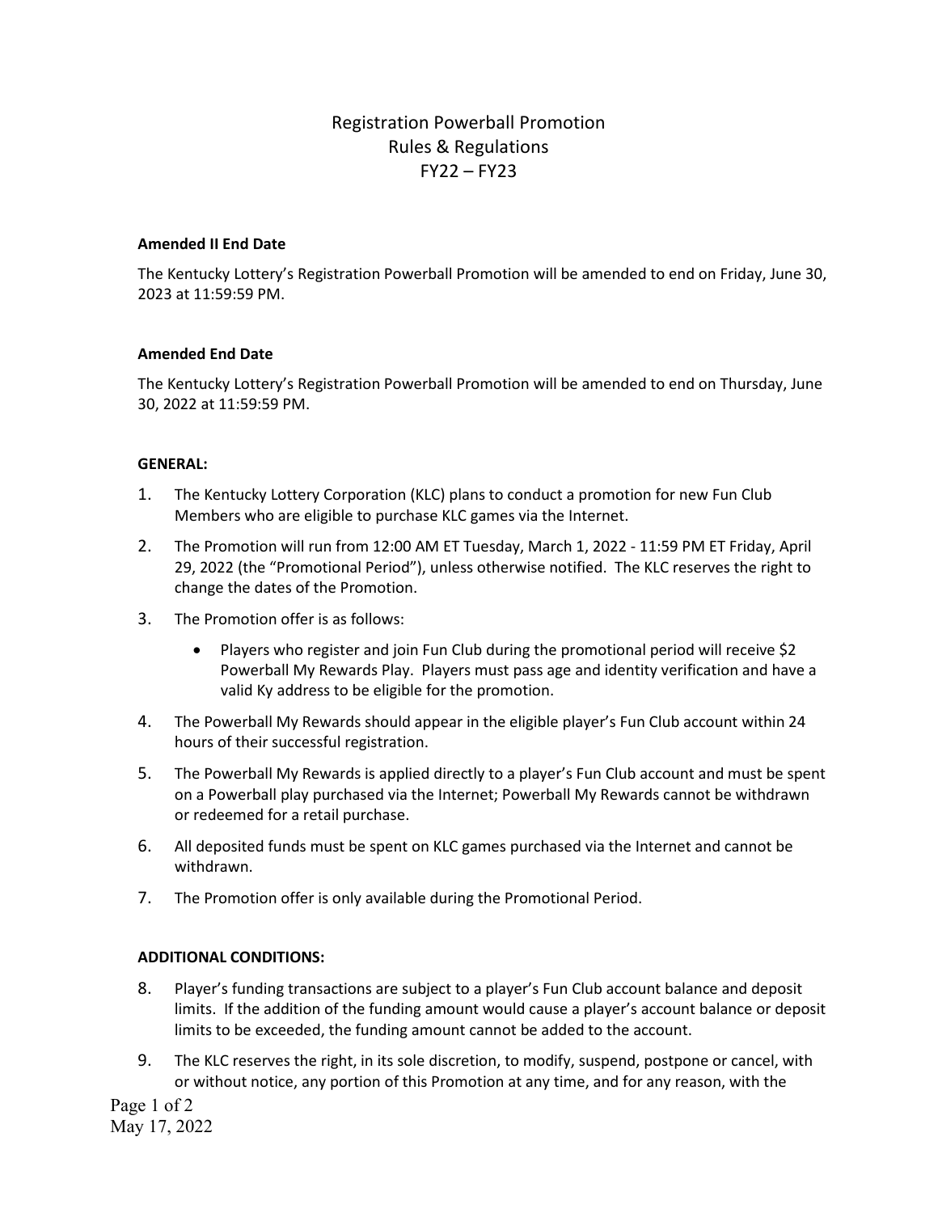# Registration Powerball Promotion
# Rules & Regulations
# FY22 – FY23

**Amended II End Date**

The Kentucky Lottery's Registration Powerball Promotion will be amended to end on Friday, June 30, 2023 at 11:59:59 PM.

**Amended End Date**

The Kentucky Lottery's Registration Powerball Promotion will be amended to end on Thursday, June 30, 2022 at 11:59:59 PM.

**GENERAL:**

1. The Kentucky Lottery Corporation (KLC) plans to conduct a promotion for new Fun Club Members who are eligible to purchase KLC games via the Internet.
2. The Promotion will run from 12:00 AM ET Tuesday, March 1, 2022 - 11:59 PM ET Friday, April 29, 2022 (the "Promotional Period"), unless otherwise notified. The KLC reserves the right to change the dates of the Promotion.
3. The Promotion offer is as follows:
   - Players who register and join Fun Club during the promotional period will receive $2 Powerball My Rewards Play. Players must pass age and identity verification and have a valid Ky address to be eligible for the promotion.
4. The Powerball My Rewards should appear in the eligible player's Fun Club account within 24 hours of their successful registration.
5. The Powerball My Rewards is applied directly to a player's Fun Club account and must be spent on a Powerball play purchased via the Internet; Powerball My Rewards cannot be withdrawn or redeemed for a retail purchase.
6. All deposited funds must be spent on KLC games purchased via the Internet and cannot be withdrawn.
7. The Promotion offer is only available during the Promotional Period.

**ADDITIONAL CONDITIONS:**

8. Player's funding transactions are subject to a player's Fun Club account balance and deposit limits. If the addition of the funding amount would cause a player's account balance or deposit limits to be exceeded, the funding amount cannot be added to the account.
9. The KLC reserves the right, in its sole discretion, to modify, suspend, postpone or cancel, with or without notice, any portion of this Promotion at any time, and for any reason, with the

May 17, 2022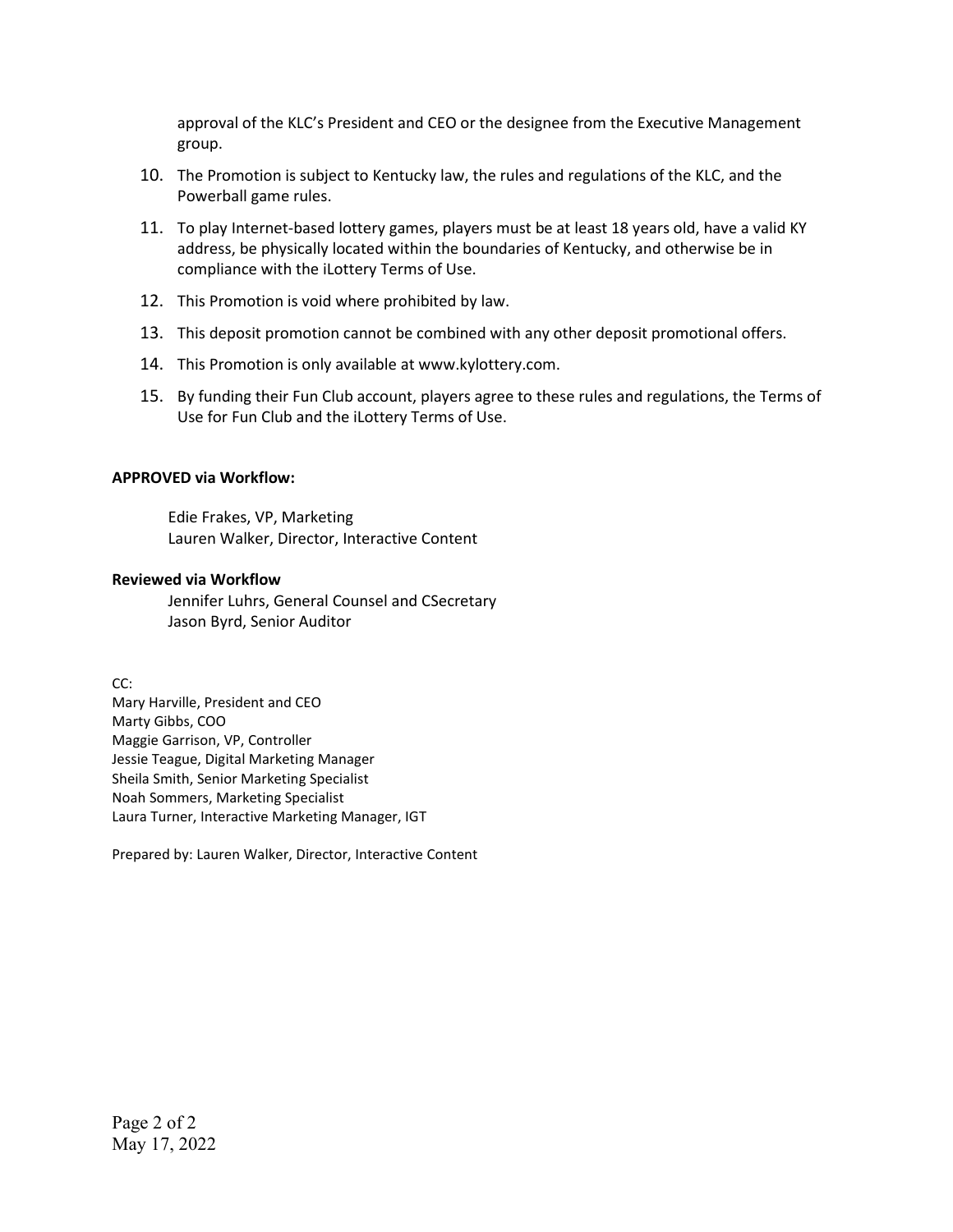approval of the KLC's President and CEO or the designee from the Executive Management group.

10. The Promotion is subject to Kentucky law, the rules and regulations of the KLC, and the Powerball game rules.
11. To play Internet-based lottery games, players must be at least 18 years old, have a valid KY address, be physically located within the boundaries of Kentucky, and otherwise be in compliance with the iLottery Terms of Use.
12. This Promotion is void where prohibited by law.
13. This deposit promotion cannot be combined with any other deposit promotional offers.
14. This Promotion is only available at www.kylottery.com.
15. By funding their Fun Club account, players agree to these rules and regulations, the Terms of Use for Fun Club and the iLottery Terms of Use.

**APPROVED via Workflow:**

Edie Frakes, VP, Marketing
Lauren Walker, Director, Interactive Content

**Reviewed via Workflow**

Jennifer Luhrs, General Counsel and CSecretary
Jason Byrd, Senior Auditor

CC:
Mary Harville, President and CEO
Marty Gibbs, COO
Maggie Garrison, VP, Controller
Jessie Teague, Digital Marketing Manager
Sheila Smith, Senior Marketing Specialist
Noah Sommers, Marketing Specialist
Laura Turner, Interactive Marketing Manager, IGT

Prepared by: Lauren Walker, Director, Interactive Content

May 17, 2022